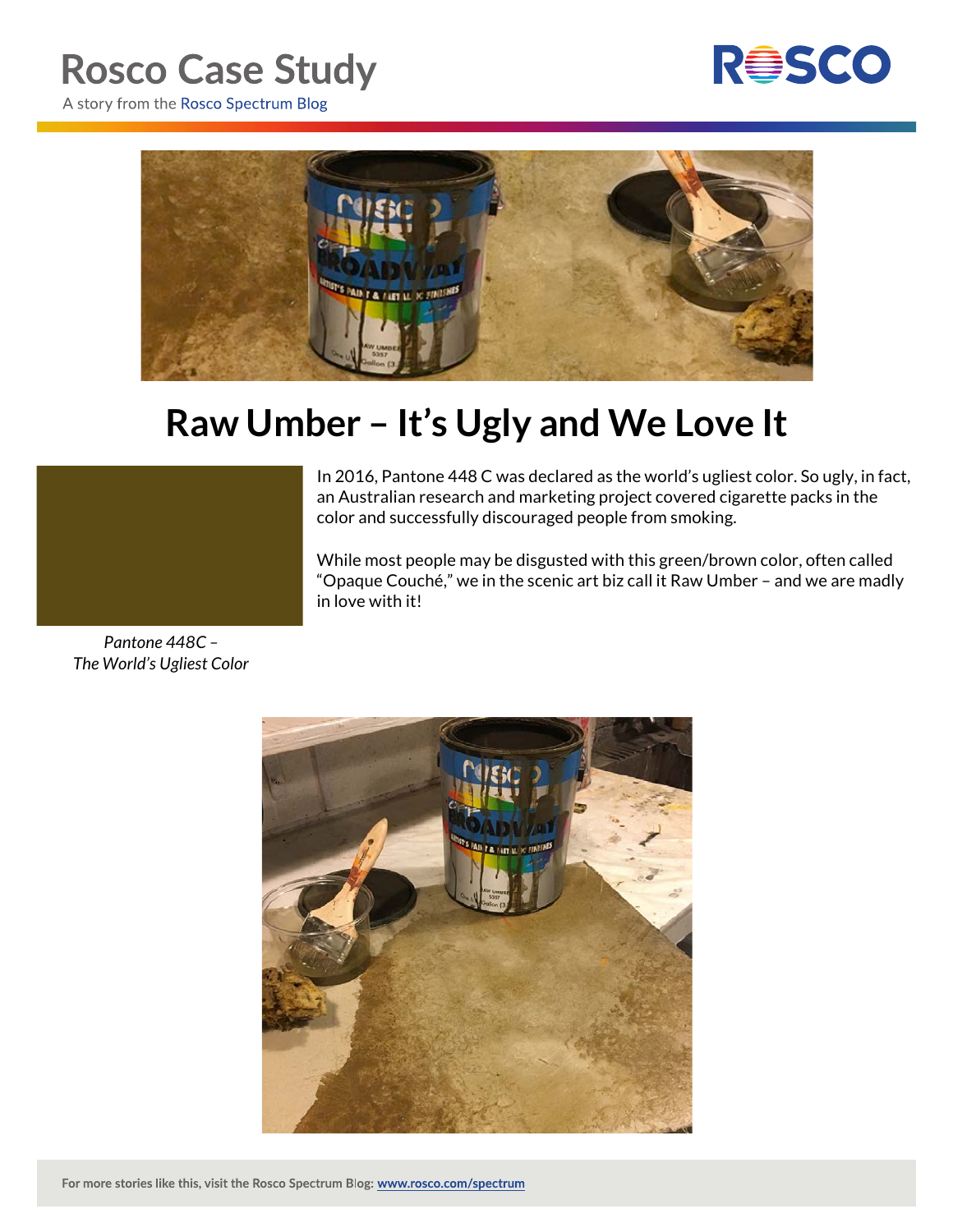# Rosco Case Study

A story from the Rosco Spectrum Blog

## Raw Umber – It's Ugly and We Love It

*Pantone 448C –*
*The World's Ugliest Color*

In 2016, Pantone 448 C was declared as the world's ugliest color. So ugly, in fact, an Australian research and marketing project covered cigarette packs in the color and successfully discouraged people from smoking.

While most people may be disgusted with this green/brown color, often called "Opaque Couché," we in the scenic art biz call it Raw Umber – and we are madly in love with it!

For more stories like this, visit the Rosco Spectrum Blog: www.rosco.com/spectrum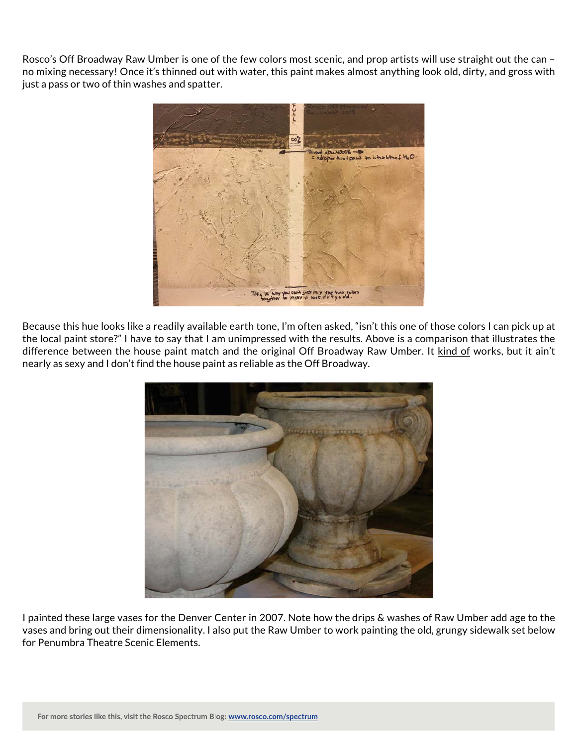Rosco's Off Broadway Raw Umber is one of the few colors most scenic, and prop artists will use straight out the can – no mixing necessary! Once it's thinned out with water, this paint makes almost anything look old, dirty, and gross with just a pass or two of thin washes and spatter.

Because this hue looks like a readily available earth tone, I'm often asked, "isn't this one of those colors I can pick up at the local paint store?" I have to say that I am unimpressed with the results. Above is a comparison that illustrates the difference between the house paint match and the original Off Broadway Raw Umber. It kind of works, but it ain't nearly as sexy and I don't find the house paint as reliable as the Off Broadway.

I painted these large vases for the Denver Center in 2007. Note how the drips & washes of Raw Umber add age to the vases and bring out their dimensionality. I also put the Raw Umber to work painting the old, grungy sidewalk set below for Penumbra Theatre Scenic Elements.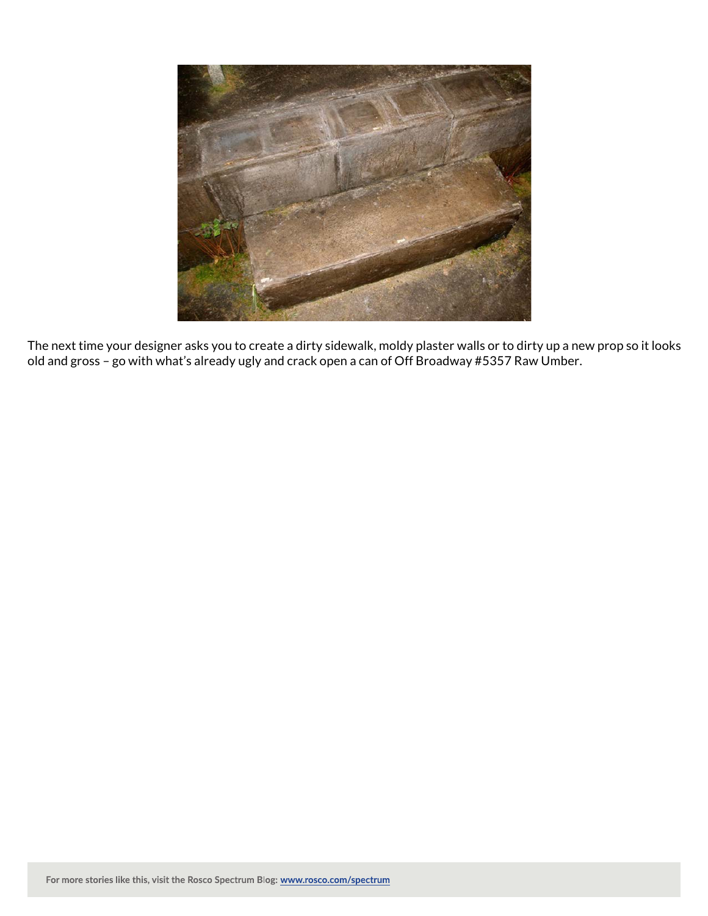The next time your designer asks you to create a dirty sidewalk, moldy plaster walls or to dirty up a new prop so it looks old and gross – go with what's already ugly and crack open a can of Off Broadway #5357 Raw Umber.

**For more stories like this, visit the Rosco Spectrum Blog: [www.rosco.com/spectrum](www.rosco.com/spectrum)**